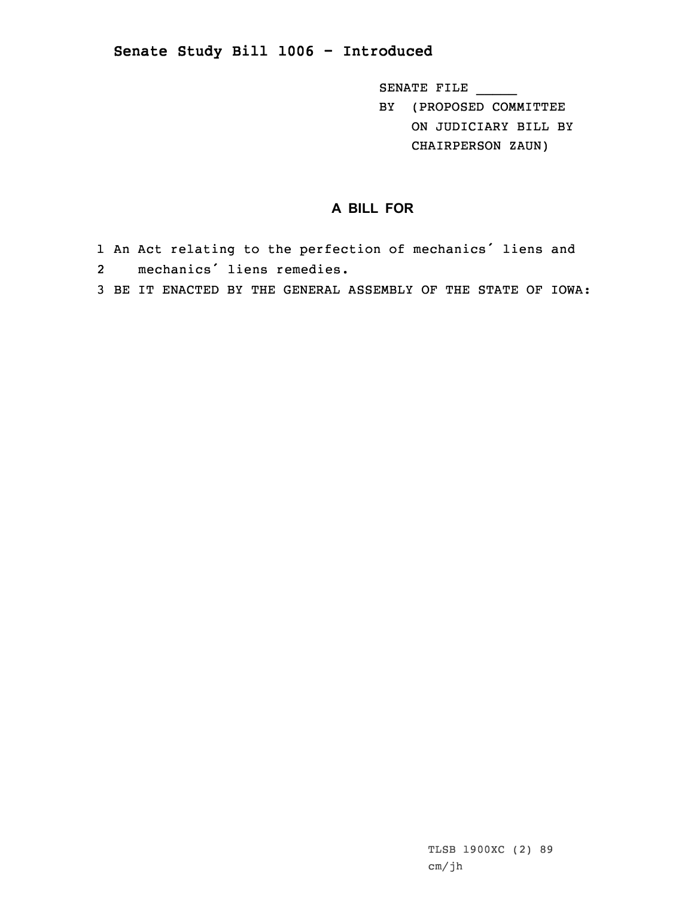## Senate Study Bill 1006 - Introduced

SENATE FILE _____
BY (PROPOSED COMMITTEE
ON JUDICIARY BILL BY
CHAIRPERSON ZAUN)

### A BILL FOR

1 An Act relating to the perfection of mechanics′ liens and
2 mechanics′ liens remedies.
3 BE IT ENACTED BY THE GENERAL ASSEMBLY OF THE STATE OF IOWA:

TLSB 1900XC (2) 89
cm/jh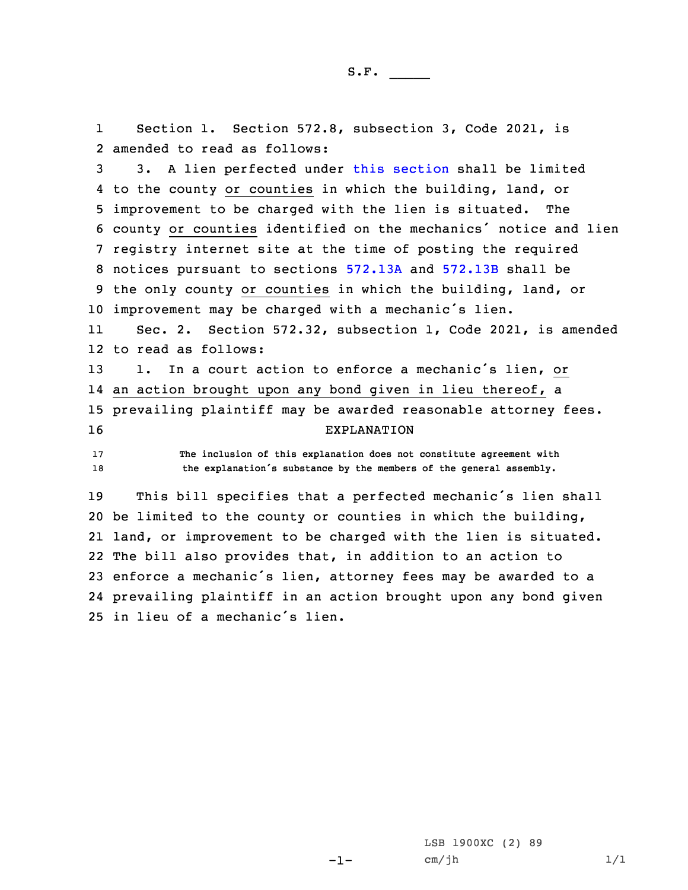S.F. _____

Section 1. Section 572.8, subsection 3, Code 2021, is amended to read as follows:

3. A lien perfected under this section shall be limited to the county or counties in which the building, land, or improvement to be charged with the lien is situated. The county or counties identified on the mechanics' notice and lien registry internet site at the time of posting the required notices pursuant to sections 572.13A and 572.13B shall be the only county or counties in which the building, land, or improvement may be charged with a mechanic's lien.

Sec. 2. Section 572.32, subsection 1, Code 2021, is amended to read as follows:

1. In a court action to enforce a mechanic's lien, or an action brought upon any bond given in lieu thereof, a prevailing plaintiff may be awarded reasonable attorney fees.

EXPLANATION

The inclusion of this explanation does not constitute agreement with the explanation's substance by the members of the general assembly.

This bill specifies that a perfected mechanic's lien shall be limited to the county or counties in which the building, land, or improvement to be charged with the lien is situated. The bill also provides that, in addition to an action to enforce a mechanic's lien, attorney fees may be awarded to a prevailing plaintiff in an action brought upon any bond given in lieu of a mechanic's lien.

LSB 1900XC (2) 89
cm/jh